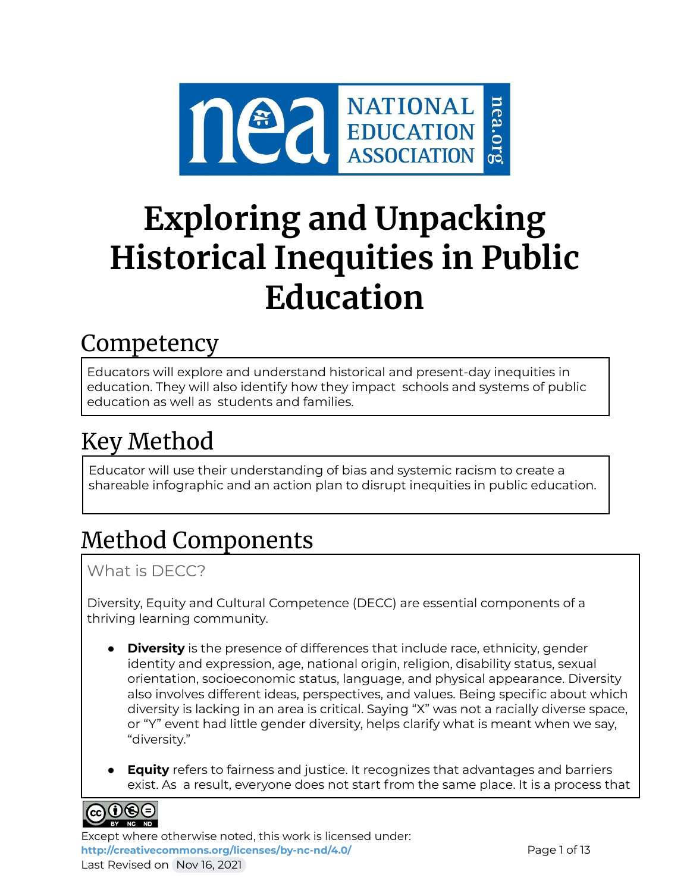# Exploring and Unpacking Historical Inequities in Public Education

## Competency

Educators will explore and understand historical and present-day inequities in education. They will also identify how they impact schools and systems of public education as well as students and families.

## Key Method

Educator will use their understanding of bias and systemic racism to create a shareable infographic and an action plan to disrupt inequities in public education.

## Method Components

### What is DECC?

Diversity, Equity and Cultural Competence (DECC) are essential components of a thriving learning community.

- **Diversity** is the presence of differences that include race, ethnicity, gender identity and expression, age, national origin, religion, disability status, sexual orientation, socioeconomic status, language, and physical appearance. Diversity also involves different ideas, perspectives, and values. Being specific about which diversity is lacking in an area is critical. Saying "X" was not a racially diverse space, or "Y" event had little gender diversity, helps clarify what is meant when we say, "diversity."

- **Equity** refers to fairness and justice. It recognizes that advantages and barriers exist. As a result, everyone does not start from the same place. It is a process that

Except where otherwise noted, this work is licensed under:
http://creativecommons.org/licenses/by-nc-nd/4.0/
Last Revised on Nov 16, 2021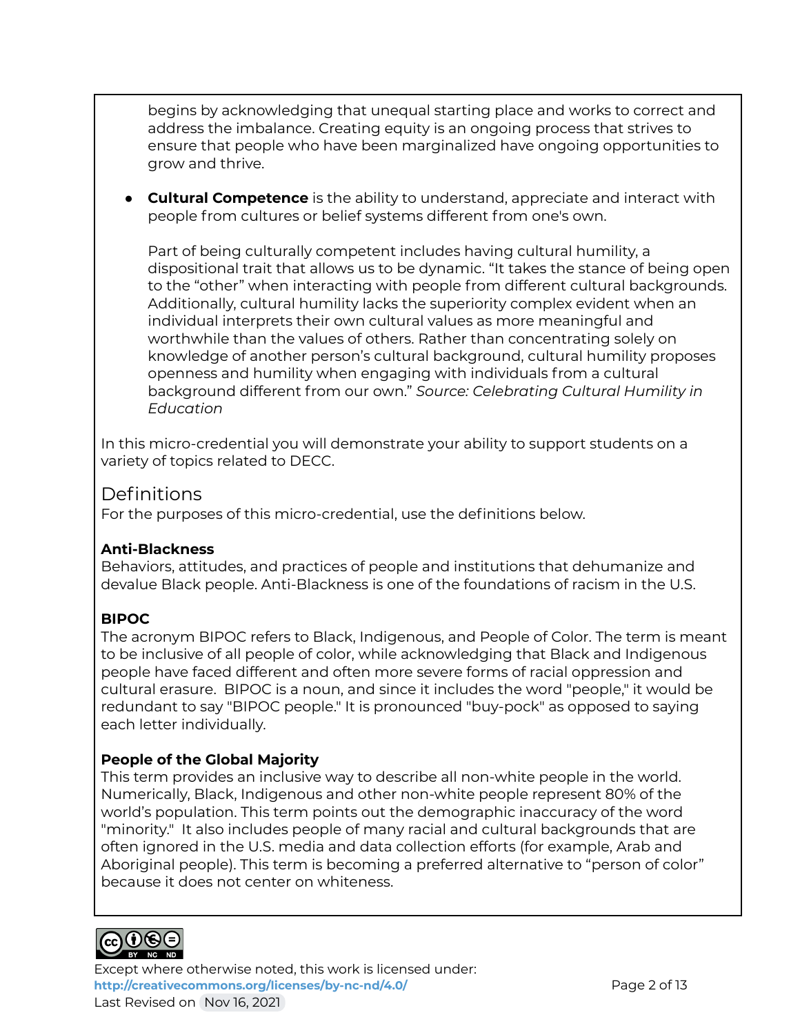begins by acknowledging that unequal starting place and works to correct and address the imbalance. Creating equity is an ongoing process that strives to ensure that people who have been marginalized have ongoing opportunities to grow and thrive.

- **Cultural Competence** is the ability to understand, appreciate and interact with people from cultures or belief systems different from one's own.

  Part of being culturally competent includes having cultural humility, a dispositional trait that allows us to be dynamic. “It takes the stance of being open to the “other” when interacting with people from different cultural backgrounds. Additionally, cultural humility lacks the superiority complex evident when an individual interprets their own cultural values as more meaningful and worthwhile than the values of others. Rather than concentrating solely on knowledge of another person’s cultural background, cultural humility proposes openness and humility when engaging with individuals from a cultural background different from our own.” *Source: Celebrating Cultural Humility in Education*

In this micro-credential you will demonstrate your ability to support students on a variety of topics related to DECC.

## Definitions

For the purposes of this micro-credential, use the definitions below.

**Anti-Blackness**
Behaviors, attitudes, and practices of people and institutions that dehumanize and devalue Black people. Anti-Blackness is one of the foundations of racism in the U.S.

**BIPOC**
The acronym BIPOC refers to Black, Indigenous, and People of Color. The term is meant to be inclusive of all people of color, while acknowledging that Black and Indigenous people have faced different and often more severe forms of racial oppression and cultural erasure. BIPOC is a noun, and since it includes the word "people," it would be redundant to say "BIPOC people." It is pronounced "buy-pock" as opposed to saying each letter individually.

**People of the Global Majority**
This term provides an inclusive way to describe all non-white people in the world. Numerically, Black, Indigenous and other non-white people represent 80% of the world’s population. This term points out the demographic inaccuracy of the word "minority." It also includes people of many racial and cultural backgrounds that are often ignored in the U.S. media and data collection efforts (for example, Arab and Aboriginal people). This term is becoming a preferred alternative to “person of color” because it does not center on whiteness.

Except where otherwise noted, this work is licensed under:
http://creativecommons.org/licenses/by-nc-nd/4.0/
Last Revised on Nov 16, 2021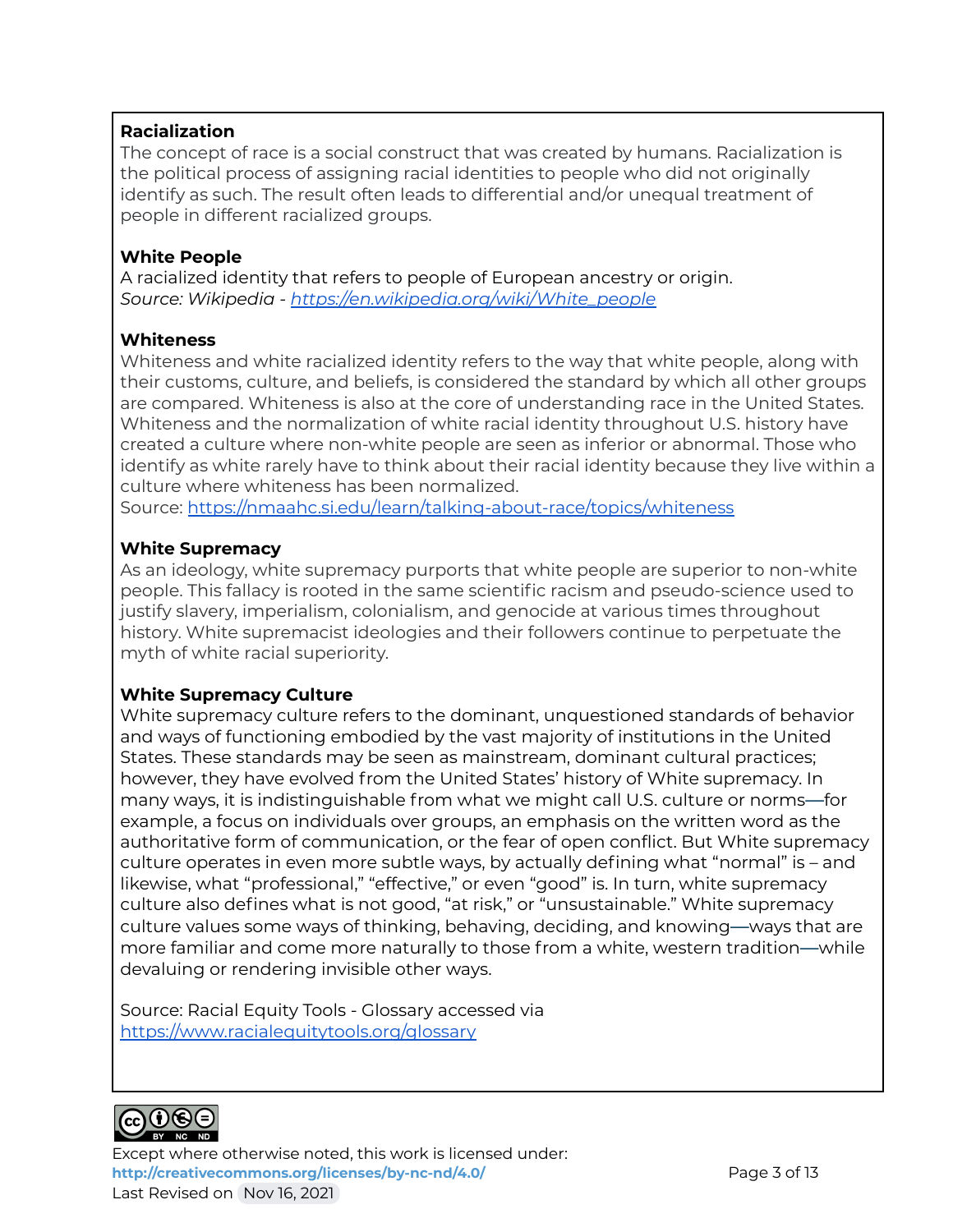**Racialization**

The concept of race is a social construct that was created by humans. Racialization is the political process of assigning racial identities to people who did not originally identify as such. The result often leads to differential and/or unequal treatment of people in different racialized groups.

**White People**

A racialized identity that refers to people of European ancestry or origin.
*Source: Wikipedia - [https://en.wikipedia.org/wiki/White_people](https://en.wikipedia.org/wiki/White_people)*

**Whiteness**

Whiteness and white racialized identity refers to the way that white people, along with their customs, culture, and beliefs, is considered the standard by which all other groups are compared. Whiteness is also at the core of understanding race in the United States. Whiteness and the normalization of white racial identity throughout U.S. history have created a culture where non-white people are seen as inferior or abnormal. Those who identify as white rarely have to think about their racial identity because they live within a culture where whiteness has been normalized.
Source: [https://nmaahc.si.edu/learn/talking-about-race/topics/whiteness](https://nmaahc.si.edu/learn/talking-about-race/topics/whiteness)

**White Supremacy**

As an ideology, white supremacy purports that white people are superior to non-white people. This fallacy is rooted in the same scientific racism and pseudo-science used to justify slavery, imperialism, colonialism, and genocide at various times throughout history. White supremacist ideologies and their followers continue to perpetuate the myth of white racial superiority.

**White Supremacy Culture**

White supremacy culture refers to the dominant, unquestioned standards of behavior and ways of functioning embodied by the vast majority of institutions in the United States. These standards may be seen as mainstream, dominant cultural practices; however, they have evolved from the United States' history of White supremacy. In many ways, it is indistinguishable from what we might call U.S. culture or norms—for example, a focus on individuals over groups, an emphasis on the written word as the authoritative form of communication, or the fear of open conflict. But White supremacy culture operates in even more subtle ways, by actually defining what "normal" is – and likewise, what "professional," "effective," or even "good" is. In turn, white supremacy culture also defines what is not good, "at risk," or "unsustainable." White supremacy culture values some ways of thinking, behaving, deciding, and knowing—ways that are more familiar and come more naturally to those from a white, western tradition—while devaluing or rendering invisible other ways.

Source: Racial Equity Tools - Glossary accessed via
[https://www.racialequitytools.org/glossary](https://www.racialequitytools.org/glossary)

Except where otherwise noted, this work is licensed under:
**http://creativecommons.org/licenses/by-nc-nd/4.0/**
Last Revised on Nov 16, 2021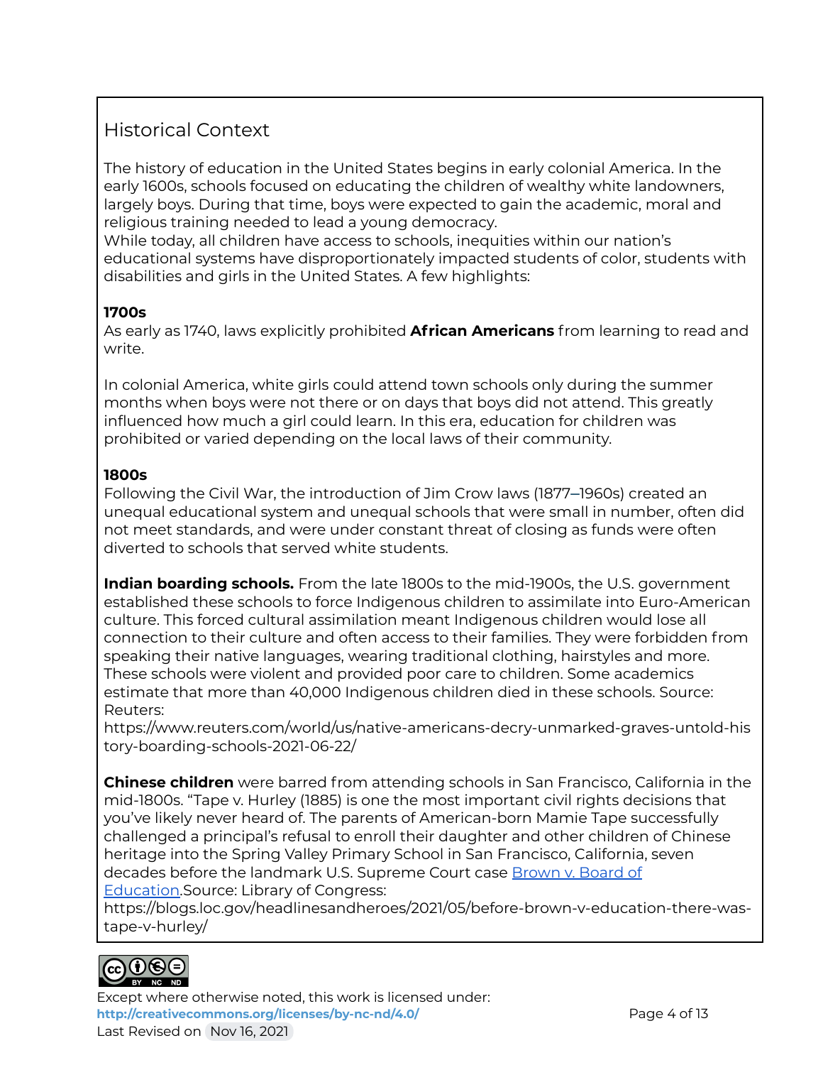## Historical Context

The history of education in the United States begins in early colonial America. In the early 1600s, schools focused on educating the children of wealthy white landowners, largely boys. During that time, boys were expected to gain the academic, moral and religious training needed to lead a young democracy.
While today, all children have access to schools, inequities within our nation's educational systems have disproportionately impacted students of color, students with disabilities and girls in the United States. A few highlights:

**1700s**
As early as 1740, laws explicitly prohibited **African Americans** from learning to read and write.

In colonial America, white girls could attend town schools only during the summer months when boys were not there or on days that boys did not attend. This greatly influenced how much a girl could learn. In this era, education for children was prohibited or varied depending on the local laws of their community.

**1800s**
Following the Civil War, the introduction of Jim Crow laws (1877–1960s) created an unequal educational system and unequal schools that were small in number, often did not meet standards, and were under constant threat of closing as funds were often diverted to schools that served white students.

**Indian boarding schools.** From the late 1800s to the mid-1900s, the U.S. government established these schools to force Indigenous children to assimilate into Euro-American culture. This forced cultural assimilation meant Indigenous children would lose all connection to their culture and often access to their families. They were forbidden from speaking their native languages, wearing traditional clothing, hairstyles and more. These schools were violent and provided poor care to children. Some academics estimate that more than 40,000 Indigenous children died in these schools. Source: Reuters:
https://www.reuters.com/world/us/native-americans-decry-unmarked-graves-untold-history-boarding-schools-2021-06-22/

**Chinese children** were barred from attending schools in San Francisco, California in the mid-1800s. "Tape v. Hurley (1885) is one the most important civil rights decisions that you've likely never heard of. The parents of American-born Mamie Tape successfully challenged a principal's refusal to enroll their daughter and other children of Chinese heritage into the Spring Valley Primary School in San Francisco, California, seven decades before the landmark U.S. Supreme Court case Brown v. Board of Education.Source: Library of Congress:
https://blogs.loc.gov/headlinesandheroes/2021/05/before-brown-v-education-there-was-tape-v-hurley/

Except where otherwise noted, this work is licensed under:
**http://creativecommons.org/licenses/by-nc-nd/4.0/**
Last Revised on Nov 16, 2021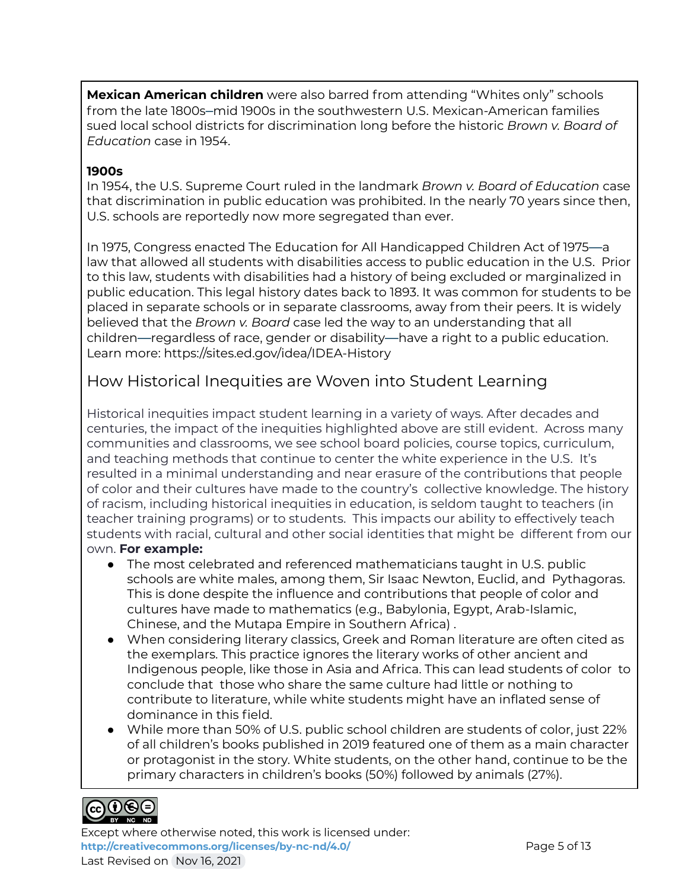**Mexican American children** were also barred from attending "Whites only" schools from the late 1800s–mid 1900s in the southwestern U.S. Mexican-American families sued local school districts for discrimination long before the historic *Brown v. Board of Education* case in 1954.

**1900s**

In 1954, the U.S. Supreme Court ruled in the landmark *Brown v. Board of Education* case that discrimination in public education was prohibited. In the nearly 70 years since then, U.S. schools are reportedly now more segregated than ever.

In 1975, Congress enacted The Education for All Handicapped Children Act of 1975—a law that allowed all students with disabilities access to public education in the U.S. Prior to this law, students with disabilities had a history of being excluded or marginalized in public education. This legal history dates back to 1893. It was common for students to be placed in separate schools or in separate classrooms, away from their peers. It is widely believed that the *Brown v. Board* case led the way to an understanding that all children—regardless of race, gender or disability—have a right to a public education. Learn more: https://sites.ed.gov/idea/IDEA-History

## How Historical Inequities are Woven into Student Learning

Historical inequities impact student learning in a variety of ways. After decades and centuries, the impact of the inequities highlighted above are still evident. Across many communities and classrooms, we see school board policies, course topics, curriculum, and teaching methods that continue to center the white experience in the U.S. It's resulted in a minimal understanding and near erasure of the contributions that people of color and their cultures have made to the country's collective knowledge. The history of racism, including historical inequities in education, is seldom taught to teachers (in teacher training programs) or to students. This impacts our ability to effectively teach students with racial, cultural and other social identities that might be different from our own. **For example:**

- The most celebrated and referenced mathematicians taught in U.S. public schools are white males, among them, Sir Isaac Newton, Euclid, and Pythagoras. This is done despite the influence and contributions that people of color and cultures have made to mathematics (e.g., Babylonia, Egypt, Arab-Islamic, Chinese, and the Mutapa Empire in Southern Africa) .
- When considering literary classics, Greek and Roman literature are often cited as the exemplars. This practice ignores the literary works of other ancient and Indigenous people, like those in Asia and Africa. This can lead students of color to conclude that those who share the same culture had little or nothing to contribute to literature, while white students might have an inflated sense of dominance in this field.
- While more than 50% of U.S. public school children are students of color, just 22% of all children's books published in 2019 featured one of them as a main character or protagonist in the story. White students, on the other hand, continue to be the primary characters in children's books (50%) followed by animals (27%).

Except where otherwise noted, this work is licensed under: http://creativecommons.org/licenses/by-nc-nd/4.0/

Last Revised on Nov 16, 2021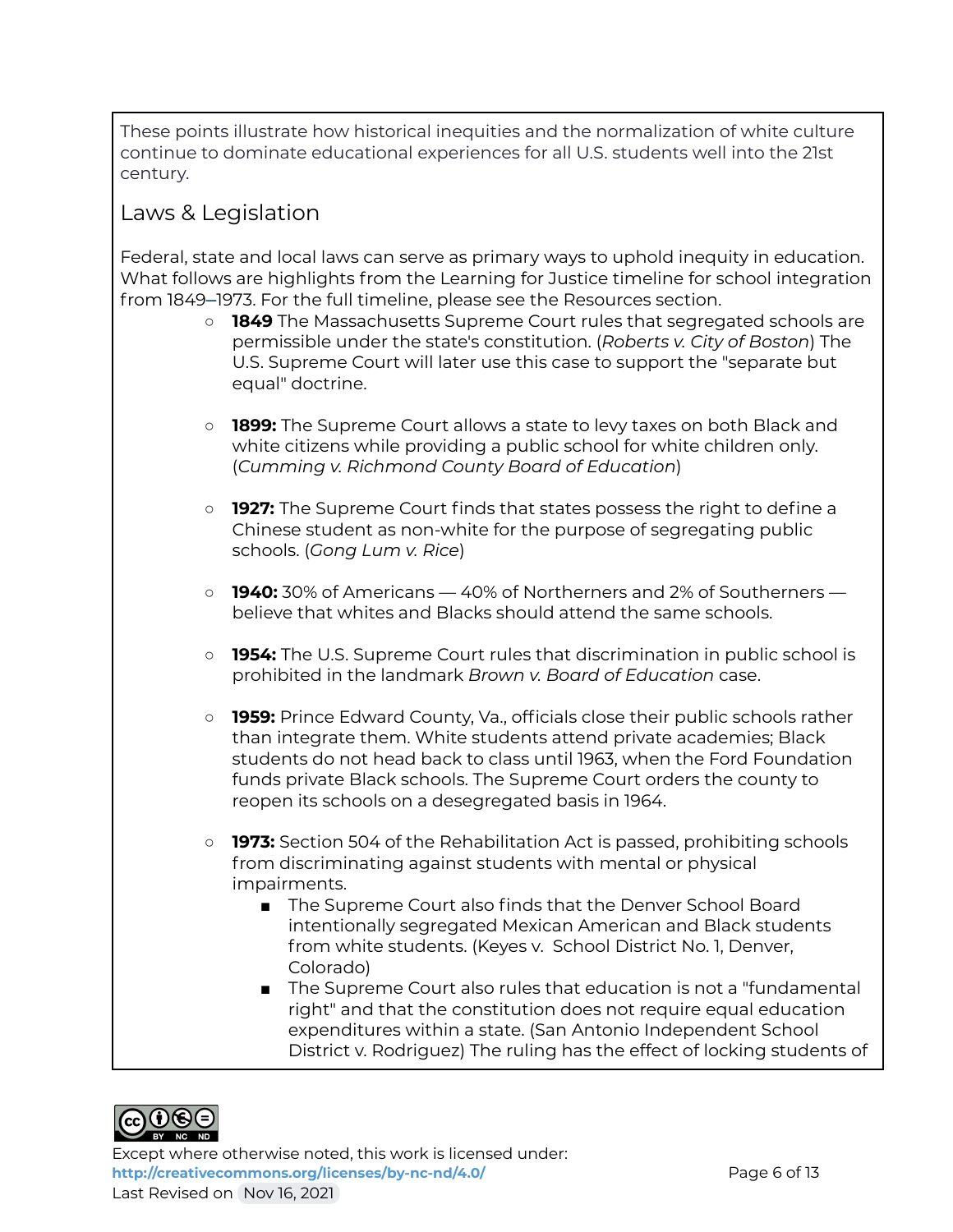These points illustrate how historical inequities and the normalization of white culture continue to dominate educational experiences for all U.S. students well into the 21st century.

## Laws & Legislation

Federal, state and local laws can serve as primary ways to uphold inequity in education. What follows are highlights from the Learning for Justice timeline for school integration from 1849–1973. For the full timeline, please see the Resources section.

- **1849** The Massachusetts Supreme Court rules that segregated schools are permissible under the state's constitution. (*Roberts v. City of Boston*) The U.S. Supreme Court will later use this case to support the "separate but equal" doctrine.

- **1899:** The Supreme Court allows a state to levy taxes on both Black and white citizens while providing a public school for white children only. (*Cumming v. Richmond County Board of Education*)

- **1927:** The Supreme Court finds that states possess the right to define a Chinese student as non-white for the purpose of segregating public schools. (*Gong Lum v. Rice*)

- **1940:** 30% of Americans — 40% of Northerners and 2% of Southerners — believe that whites and Blacks should attend the same schools.

- **1954:** The U.S. Supreme Court rules that discrimination in public school is prohibited in the landmark *Brown v. Board of Education* case.

- **1959:** Prince Edward County, Va., officials close their public schools rather than integrate them. White students attend private academies; Black students do not head back to class until 1963, when the Ford Foundation funds private Black schools. The Supreme Court orders the county to reopen its schools on a desegregated basis in 1964.

- **1973:** Section 504 of the Rehabilitation Act is passed, prohibiting schools from discriminating against students with mental or physical impairments.
  - The Supreme Court also finds that the Denver School Board intentionally segregated Mexican American and Black students from white students. (Keyes v. School District No. 1, Denver, Colorado)
  - The Supreme Court also rules that education is not a "fundamental right" and that the constitution does not require equal education expenditures within a state. (San Antonio Independent School District v. Rodriguez) The ruling has the effect of locking students of

Except where otherwise noted, this work is licensed under:
**http://creativecommons.org/licenses/by-nc-nd/4.0/**
Last Revised on Nov 16, 2021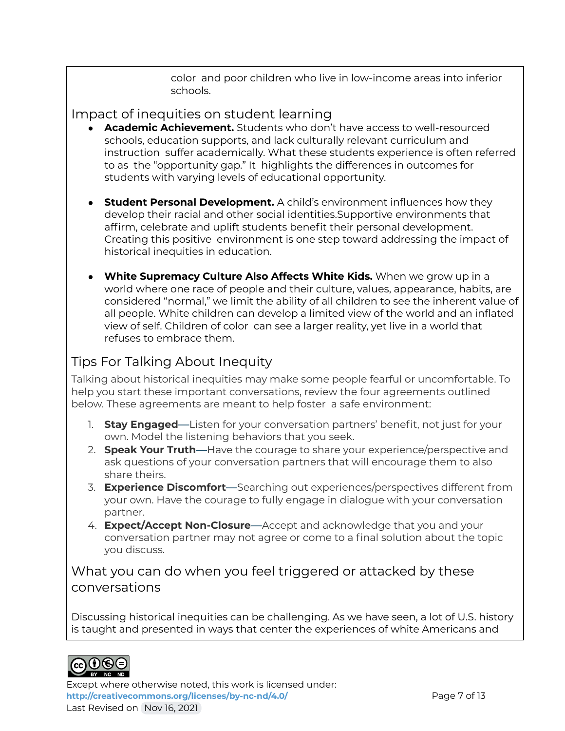color and poor children who live in low-income areas into inferior schools.

## Impact of inequities on student learning

- **Academic Achievement.** Students who don't have access to well-resourced schools, education supports, and lack culturally relevant curriculum and instruction suffer academically. What these students experience is often referred to as the "opportunity gap." It highlights the differences in outcomes for students with varying levels of educational opportunity.

- **Student Personal Development.** A child's environment influences how they develop their racial and other social identities.Supportive environments that affirm, celebrate and uplift students benefit their personal development. Creating this positive environment is one step toward addressing the impact of historical inequities in education.

- **White Supremacy Culture Also Affects White Kids.** When we grow up in a world where one race of people and their culture, values, appearance, habits, are considered "normal," we limit the ability of all children to see the inherent value of all people. White children can develop a limited view of the world and an inflated view of self. Children of color can see a larger reality, yet live in a world that refuses to embrace them.

## Tips For Talking About Inequity

Talking about historical inequities may make some people fearful or uncomfortable. To help you start these important conversations, review the four agreements outlined below. These agreements are meant to help foster a safe environment:

1. **Stay Engaged**—Listen for your conversation partners' benefit, not just for your own. Model the listening behaviors that you seek.
2. **Speak Your Truth**—Have the courage to share your experience/perspective and ask questions of your conversation partners that will encourage them to also share theirs.
3. **Experience Discomfort**—Searching out experiences/perspectives different from your own. Have the courage to fully engage in dialogue with your conversation partner.
4. **Expect/Accept Non-Closure**—Accept and acknowledge that you and your conversation partner may not agree or come to a final solution about the topic you discuss.

## What you can do when you feel triggered or attacked by these conversations

Discussing historical inequities can be challenging. As we have seen, a lot of U.S. history is taught and presented in ways that center the experiences of white Americans and

Except where otherwise noted, this work is licensed under:
**http://creativecommons.org/licenses/by-nc-nd/4.0/**
Last Revised on Nov 16, 2021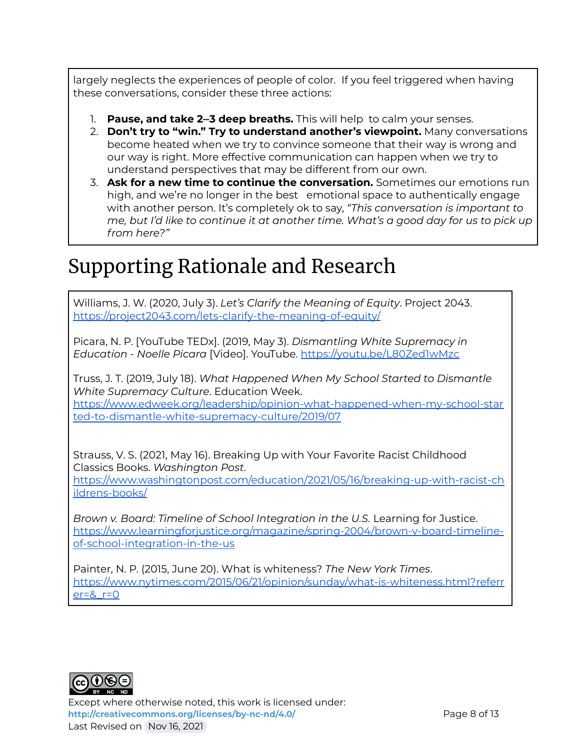largely neglects the experiences of people of color. If you feel triggered when having these conversations, consider these three actions:

1. **Pause, and take 2–3 deep breaths.** This will help to calm your senses.
2. **Don't try to "win." Try to understand another's viewpoint.** Many conversations become heated when we try to convince someone that their way is wrong and our way is right. More effective communication can happen when we try to understand perspectives that may be different from our own.
3. **Ask for a new time to continue the conversation.** Sometimes our emotions run high, and we're no longer in the best emotional space to authentically engage with another person. It's completely ok to say, *"This conversation is important to me, but I'd like to continue it at another time. What's a good day for us to pick up from here?"*

# Supporting Rationale and Research

Williams, J. W. (2020, July 3). *Let's Clarify the Meaning of Equity*. Project 2043. https://project2043.com/lets-clarify-the-meaning-of-equity/

Picara, N. P. [YouTube TEDx]. (2019, May 3). *Dismantling White Supremacy in Education - Noelle Picara* [Video]. YouTube. https://youtu.be/L80Zed1wMzc

Truss, J. T. (2019, July 18). *What Happened When My School Started to Dismantle White Supremacy Culture*. Education Week. https://www.edweek.org/leadership/opinion-what-happened-when-my-school-started-to-dismantle-white-supremacy-culture/2019/07

Strauss, V. S. (2021, May 16). Breaking Up with Your Favorite Racist Childhood Classics Books. *Washington Post*. https://www.washingtonpost.com/education/2021/05/16/breaking-up-with-racist-childrens-books/

*Brown v. Board: Timeline of School Integration in the U.S.* Learning for Justice. https://www.learningforjustice.org/magazine/spring-2004/brown-v-board-timeline-of-school-integration-in-the-us

Painter, N. P. (2015, June 20). What is whiteness? *The New York Times*. https://www.nytimes.com/2015/06/21/opinion/sunday/what-is-whiteness.html?referrer=&_r=0

Except where otherwise noted, this work is licensed under:
**http://creativecommons.org/licenses/by-nc-nd/4.0/**
Last Revised on Nov 16, 2021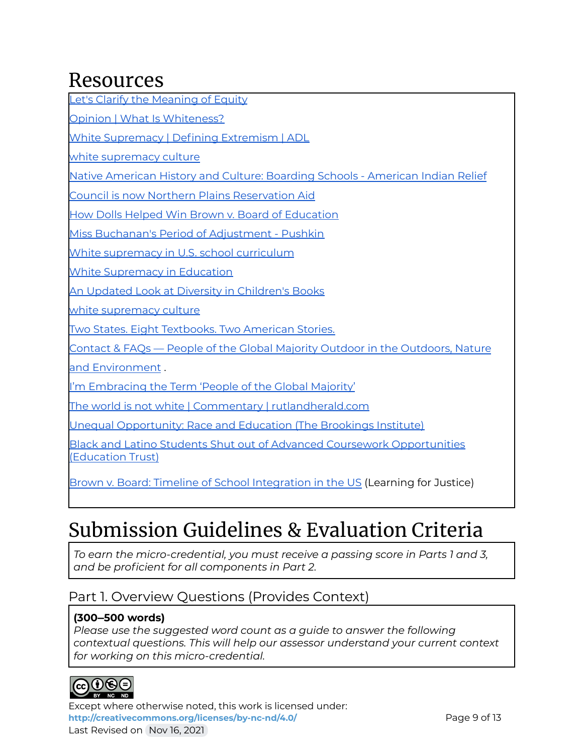# Resources

Let's Clarify the Meaning of Equity

Opinion | What Is Whiteness?

White Supremacy | Defining Extremism | ADL

white supremacy culture

Native American History and Culture: Boarding Schools - American Indian Relief

Council is now Northern Plains Reservation Aid

How Dolls Helped Win Brown v. Board of Education

Miss Buchanan's Period of Adjustment - Pushkin

White supremacy in U.S. school curriculum

White Supremacy in Education

An Updated Look at Diversity in Children's Books

white supremacy culture

Two States. Eight Textbooks. Two American Stories.

Contact & FAQs — People of the Global Majority Outdoor in the Outdoors, Nature and Environment .

I'm Embracing the Term 'People of the Global Majority'

The world is not white | Commentary | rutlandherald.com

Unequal Opportunity: Race and Education (The Brookings Institute)

Black and Latino Students Shut out of Advanced Coursework Opportunities (Education Trust)

Brown v. Board: Timeline of School Integration in the US (Learning for Justice)

# Submission Guidelines & Evaluation Criteria

*To earn the micro-credential, you must receive a passing score in Parts 1 and 3, and be proficient for all components in Part 2.*

## Part 1. Overview Questions (Provides Context)

**(300–500 words)**
*Please use the suggested word count as a guide to answer the following contextual questions. This will help our assessor understand your current context for working on this micro-credential.*

Except where otherwise noted, this work is licensed under:
http://creativecommons.org/licenses/by-nc-nd/4.0/
Last Revised on Nov 16, 2021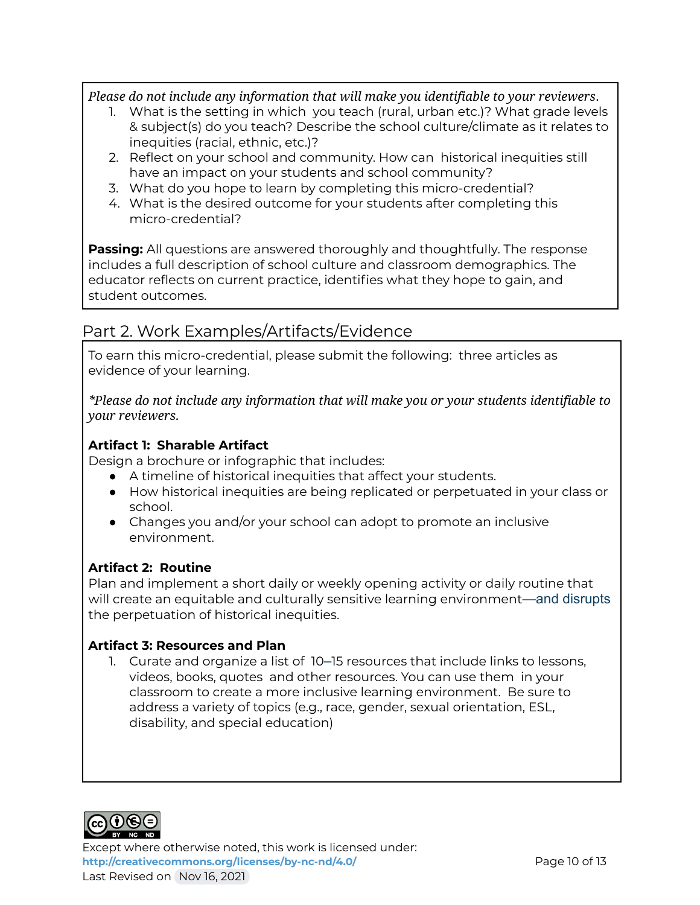*Please do not include any information that will make you identifiable to your reviewers.*

1. What is the setting in which you teach (rural, urban etc.)? What grade levels & subject(s) do you teach? Describe the school culture/climate as it relates to inequities (racial, ethnic, etc.)?
2. Reflect on your school and community. How can historical inequities still have an impact on your students and school community?
3. What do you hope to learn by completing this micro-credential?
4. What is the desired outcome for your students after completing this micro-credential?

**Passing:** All questions are answered thoroughly and thoughtfully. The response includes a full description of school culture and classroom demographics. The educator reflects on current practice, identifies what they hope to gain, and student outcomes.

## Part 2. Work Examples/Artifacts/Evidence

To earn this micro-credential, please submit the following: three articles as evidence of your learning.

*\*Please do not include any information that will make you or your students identifiable to your reviewers.*

**Artifact 1: Sharable Artifact**

Design a brochure or infographic that includes:

- A timeline of historical inequities that affect your students.
- How historical inequities are being replicated or perpetuated in your class or school.
- Changes you and/or your school can adopt to promote an inclusive environment.

**Artifact 2: Routine**

Plan and implement a short daily or weekly opening activity or daily routine that will create an equitable and culturally sensitive learning environment—and disrupts the perpetuation of historical inequities.

**Artifact 3: Resources and Plan**

1. Curate and organize a list of 10–15 resources that include links to lessons, videos, books, quotes and other resources. You can use them in your classroom to create a more inclusive learning environment. Be sure to address a variety of topics (e.g., race, gender, sexual orientation, ESL, disability, and special education)

Except where otherwise noted, this work is licensed under: **http://creativecommons.org/licenses/by-nc-nd/4.0/**

Last Revised on Nov 16, 2021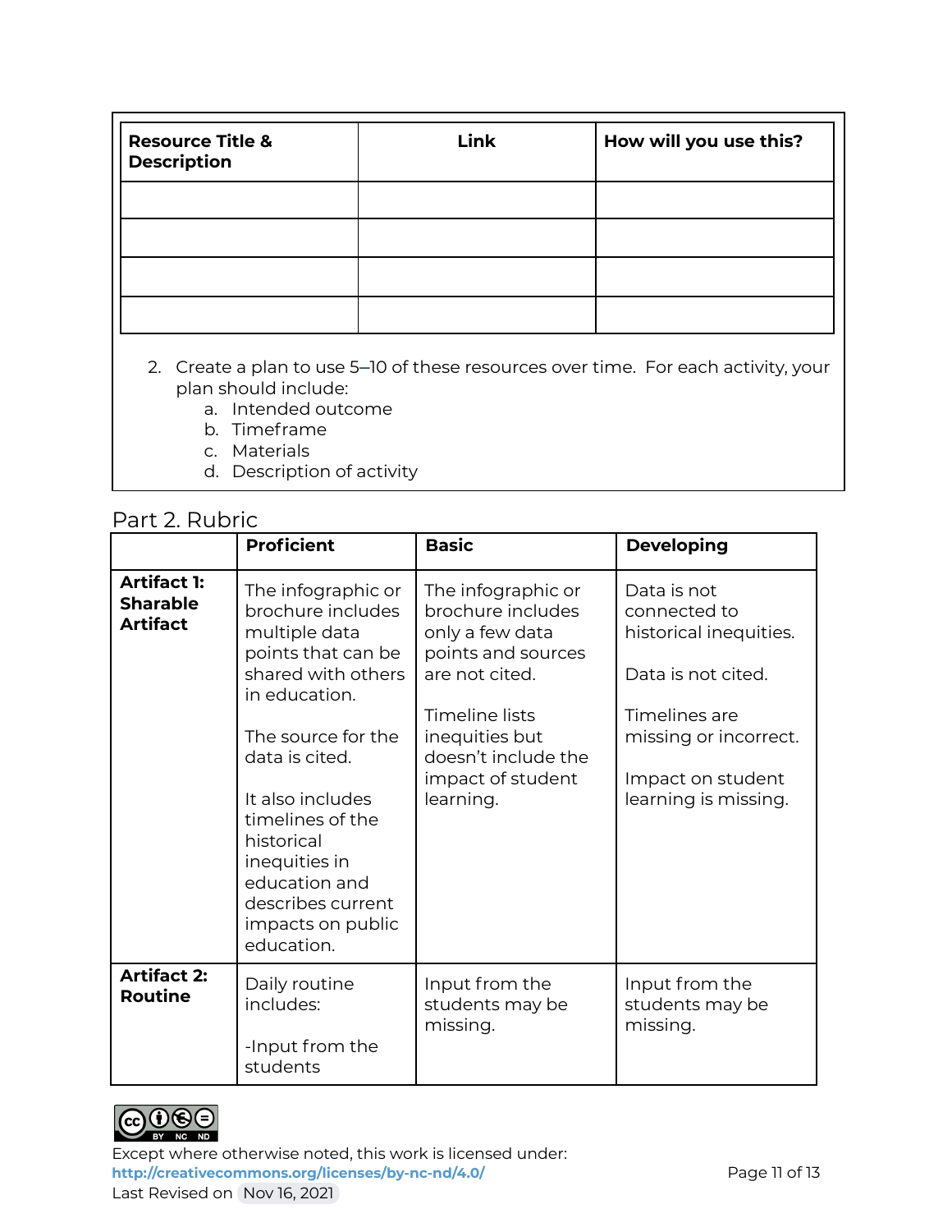| Resource Title & Description | Link | How will you use this? |
|---|---|---|
| | | |
| | | |
| | | |
| | | |

2. Create a plan to use 5–10 of these resources over time. For each activity, your plan should include:
   a. Intended outcome
   b. Timeframe
   c. Materials
   d. Description of activity

## Part 2. Rubric

| | **Proficient** | **Basic** | **Developing** |
|---|---|---|---|
| **Artifact 1: Sharable Artifact** | The infographic or brochure includes multiple data points that can be shared with others in education.<br><br>The source for the data is cited.<br><br>It also includes timelines of the historical inequities in education and describes current impacts on public education. | The infographic or brochure includes only a few data points and sources are not cited.<br><br>Timeline lists inequities but doesn't include the impact of student learning. | Data is not connected to historical inequities.<br><br>Data is not cited.<br><br>Timelines are missing or incorrect.<br><br>Impact on student learning is missing. |
| **Artifact 2: Routine** | Daily routine includes:<br><br>-Input from the students | Input from the students may be missing. | Input from the students may be missing. |

Except where otherwise noted, this work is licensed under: http://creativecommons.org/licenses/by-nc-nd/4.0/

Last Revised on Nov 16, 2021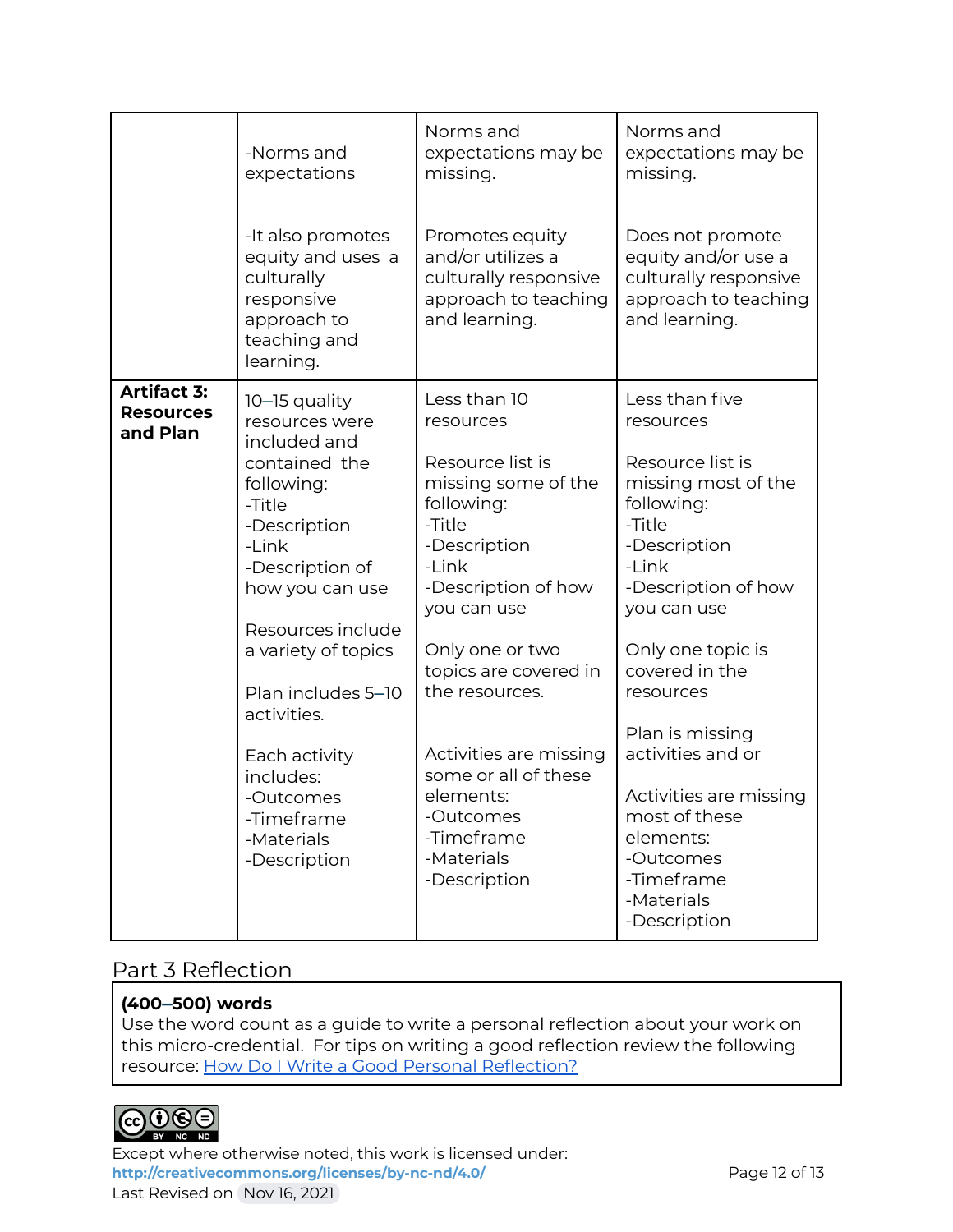| | | | |
|---|---|---|---|
| | -Norms and expectations<br><br>-It also promotes equity and uses a culturally responsive approach to teaching and learning. | Norms and expectations may be missing.<br><br>Promotes equity and/or utilizes a culturally responsive approach to teaching and learning. | Norms and expectations may be missing.<br><br>Does not promote equity and/or use a culturally responsive approach to teaching and learning. |
| **Artifact 3: Resources and Plan** | 10–15 quality resources were included and contained the following:<br>-Title<br>-Description<br>-Link<br>-Description of how you can use<br><br>Resources include a variety of topics<br><br>Plan includes 5–10 activities.<br><br>Each activity includes:<br>-Outcomes<br>-Timeframe<br>-Materials<br>-Description | Less than 10 resources<br><br>Resource list is missing some of the following:<br>-Title<br>-Description<br>-Link<br>-Description of how you can use<br><br>Only one or two topics are covered in the resources.<br><br>Activities are missing some or all of these elements:<br>-Outcomes<br>-Timeframe<br>-Materials<br>-Description | Less than five resources<br><br>Resource list is missing most of the following:<br>-Title<br>-Description<br>-Link<br>-Description of how you can use<br><br>Only one topic is covered in the resources<br><br>Plan is missing activities and or<br><br>Activities are missing most of these elements:<br>-Outcomes<br>-Timeframe<br>-Materials<br>-Description |

## Part 3 Reflection

**(400–500) words**
Use the word count as a guide to write a personal reflection about your work on this micro-credential. For tips on writing a good reflection review the following resource: [How Do I Write a Good Personal Reflection?]()

Except where otherwise noted, this work is licensed under:
**http://creativecommons.org/licenses/by-nc-nd/4.0/**
Last Revised on Nov 16, 2021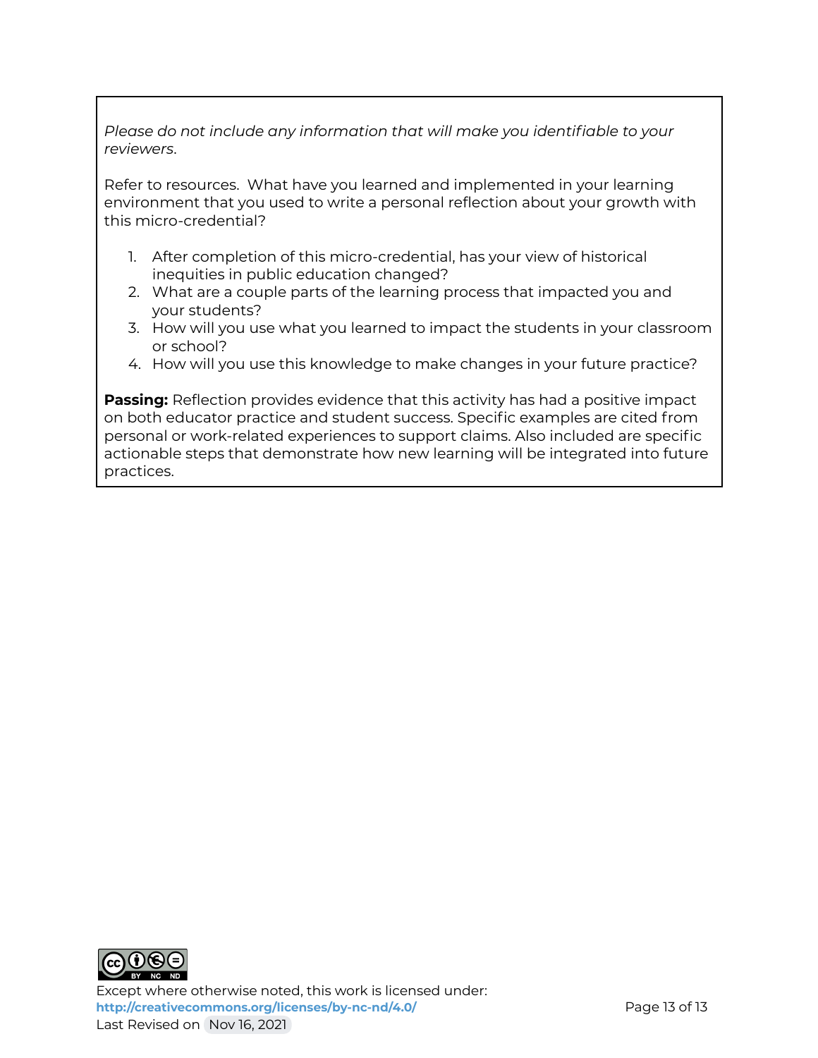*Please do not include any information that will make you identifiable to your reviewers*.

Refer to resources. What have you learned and implemented in your learning environment that you used to write a personal reflection about your growth with this micro-credential?

1. After completion of this micro-credential, has your view of historical inequities in public education changed?
2. What are a couple parts of the learning process that impacted you and your students?
3. How will you use what you learned to impact the students in your classroom or school?
4. How will you use this knowledge to make changes in your future practice?

**Passing:** Reflection provides evidence that this activity has had a positive impact on both educator practice and student success. Specific examples are cited from personal or work-related experiences to support claims. Also included are specific actionable steps that demonstrate how new learning will be integrated into future practices.

Except where otherwise noted, this work is licensed under:
**http://creativecommons.org/licenses/by-nc-nd/4.0/**
Last Revised on Nov 16, 2021